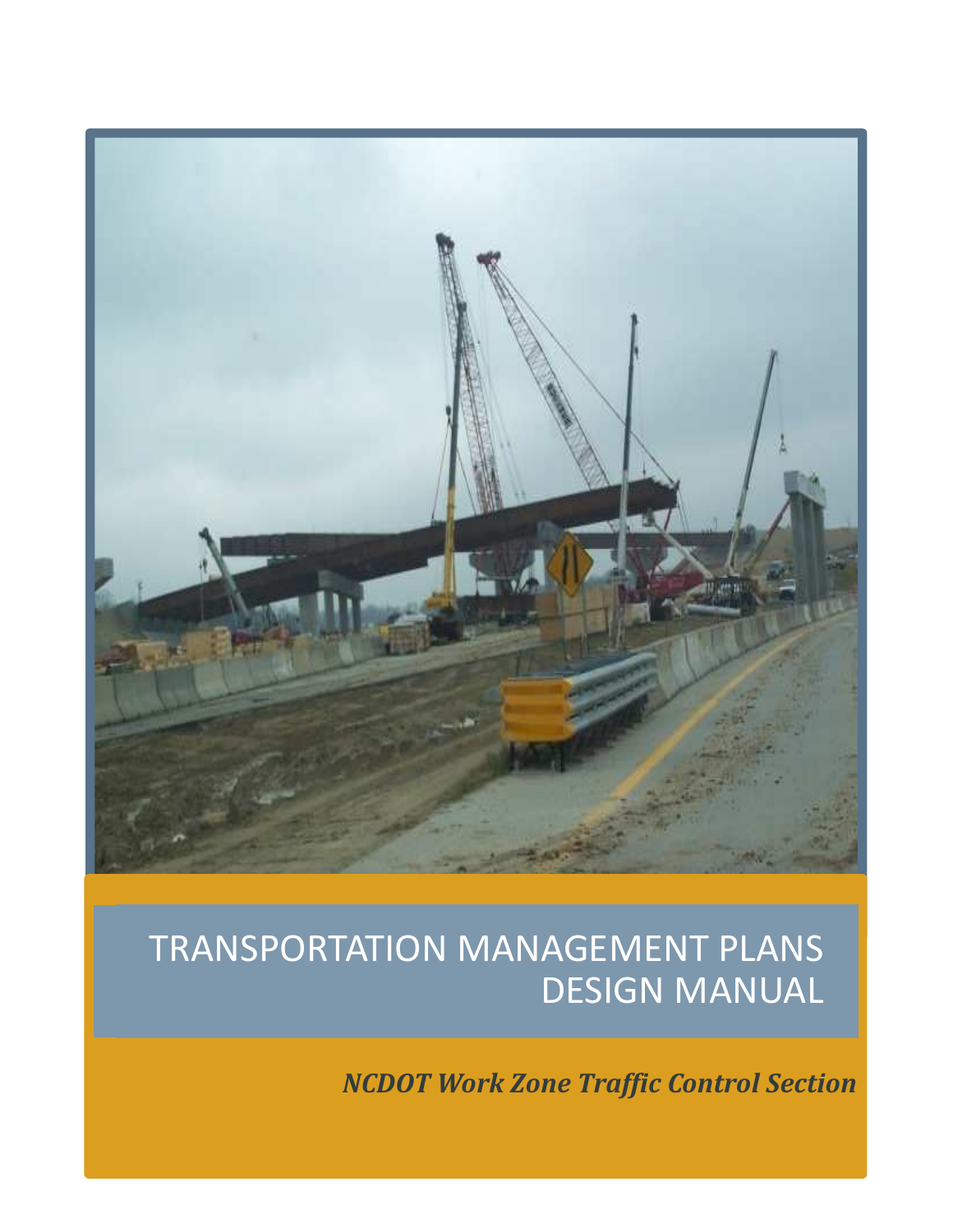# TRANSPORTATION MANAGEMENT PLANS DESIGN MANUAL

***NCDOT Work Zone Traffic Control Section***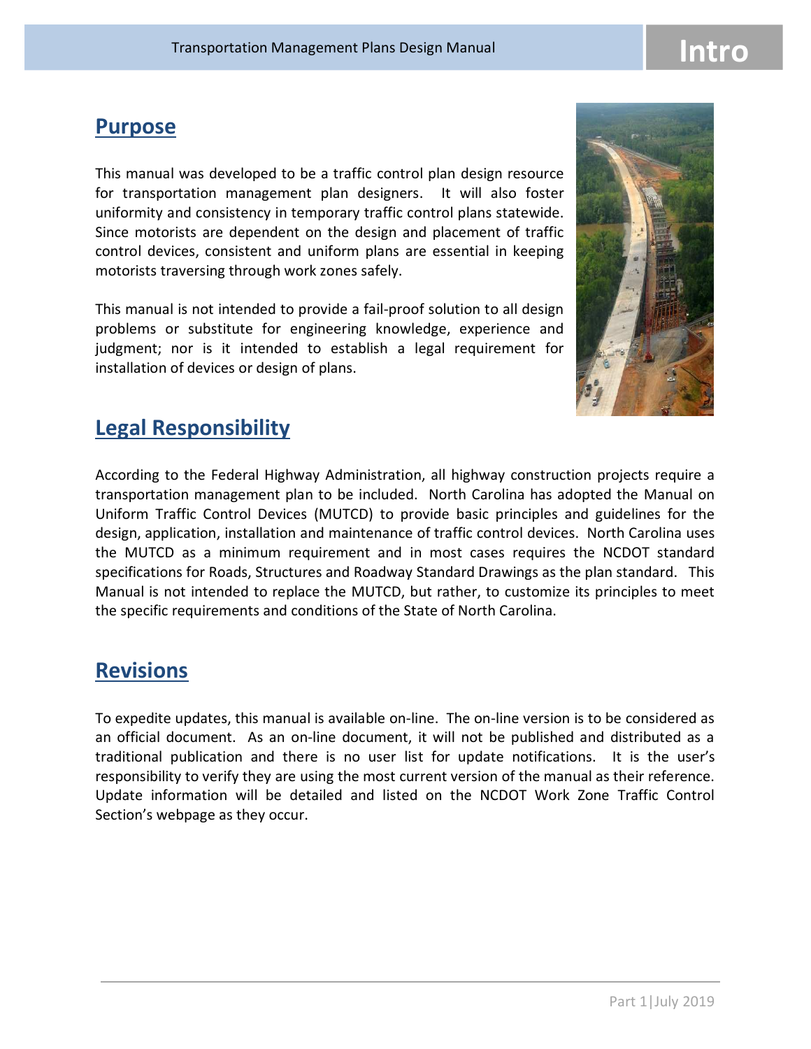## Purpose

This manual was developed to be a traffic control plan design resource for transportation management plan designers. It will also foster uniformity and consistency in temporary traffic control plans statewide. Since motorists are dependent on the design and placement of traffic control devices, consistent and uniform plans are essential in keeping motorists traversing through work zones safely.

This manual is not intended to provide a fail-proof solution to all design problems or substitute for engineering knowledge, experience and judgment; nor is it intended to establish a legal requirement for installation of devices or design of plans.

## Legal Responsibility

According to the Federal Highway Administration, all highway construction projects require a transportation management plan to be included. North Carolina has adopted the Manual on Uniform Traffic Control Devices (MUTCD) to provide basic principles and guidelines for the design, application, installation and maintenance of traffic control devices. North Carolina uses the MUTCD as a minimum requirement and in most cases requires the NCDOT standard specifications for Roads, Structures and Roadway Standard Drawings as the plan standard. This Manual is not intended to replace the MUTCD, but rather, to customize its principles to meet the specific requirements and conditions of the State of North Carolina.

## Revisions

To expedite updates, this manual is available on-line. The on-line version is to be considered as an official document. As an on-line document, it will not be published and distributed as a traditional publication and there is no user list for update notifications. It is the user's responsibility to verify they are using the most current version of the manual as their reference. Update information will be detailed and listed on the NCDOT Work Zone Traffic Control Section's webpage as they occur.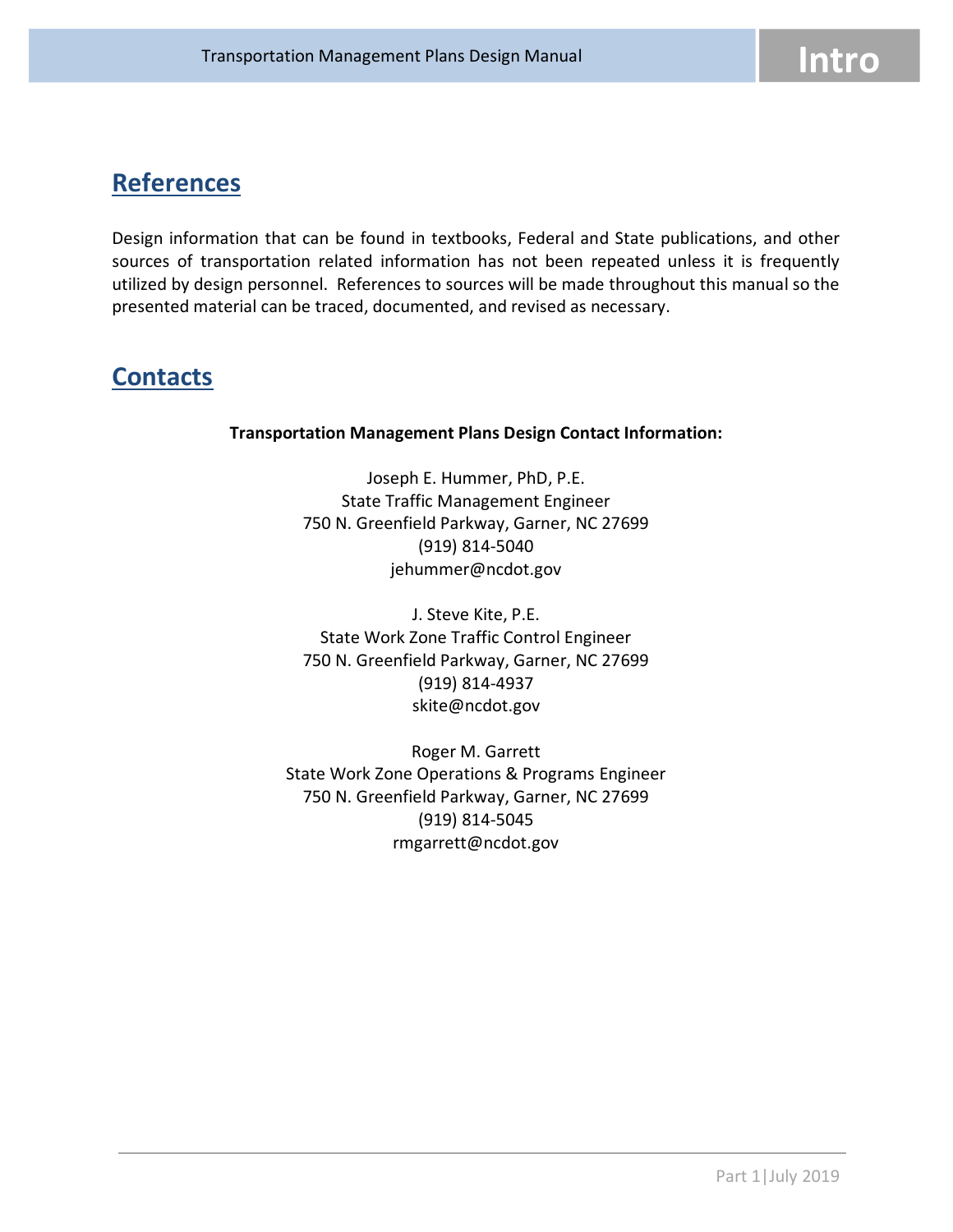## References

Design information that can be found in textbooks, Federal and State publications, and other sources of transportation related information has not been repeated unless it is frequently utilized by design personnel. References to sources will be made throughout this manual so the presented material can be traced, documented, and revised as necessary.

## Contacts

**Transportation Management Plans Design Contact Information:**

Joseph E. Hummer, PhD, P.E.
State Traffic Management Engineer
750 N. Greenfield Parkway, Garner, NC 27699
(919) 814-5040
jehummer@ncdot.gov

J. Steve Kite, P.E.
State Work Zone Traffic Control Engineer
750 N. Greenfield Parkway, Garner, NC 27699
(919) 814-4937
skite@ncdot.gov

Roger M. Garrett
State Work Zone Operations & Programs Engineer
750 N. Greenfield Parkway, Garner, NC 27699
(919) 814-5045
rmgarrett@ncdot.gov